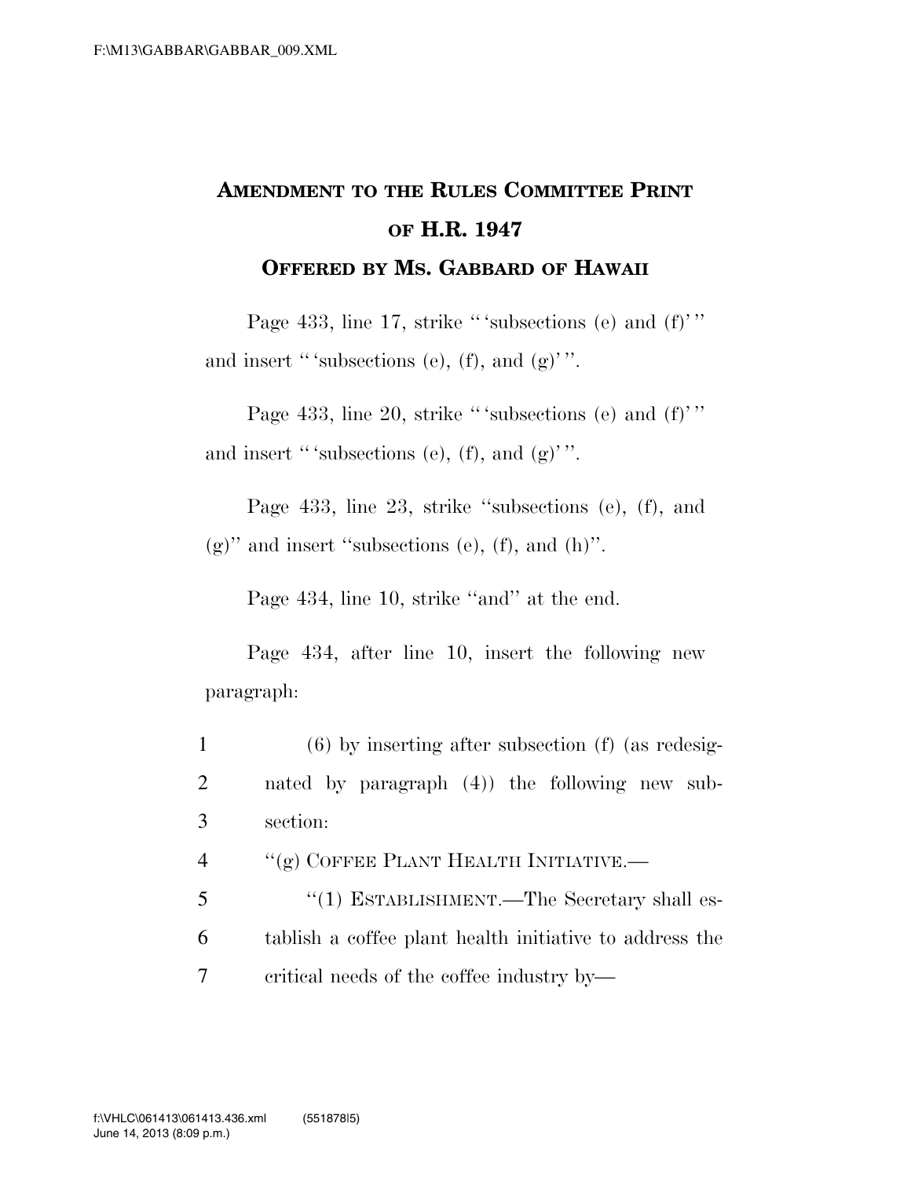# AMENDMENT TO THE RULES COMMITTEE PRINT OF H.R. 1947

## OFFERED BY MS. GABBARD OF HAWAII

Page 433, line 17, strike "'subsections (e) and (f)'" and insert "'subsections (e), (f), and (g)'".

Page 433, line 20, strike "'subsections (e) and (f)'" and insert "'subsections (e), (f), and (g)'".

Page 433, line 23, strike "subsections (e), (f), and (g)" and insert "subsections (e), (f), and (h)".

Page 434, line 10, strike "and" at the end.

Page 434, after line 10, insert the following new paragraph:

1 (6) by inserting after subsection (f) (as redesig-
2 nated by paragraph (4)) the following new sub-
3 section:
4 "(g) COFFEE PLANT HEALTH INITIATIVE.—
5 "(1) ESTABLISHMENT.—The Secretary shall es-
6 tablish a coffee plant health initiative to address the
7 critical needs of the coffee industry by—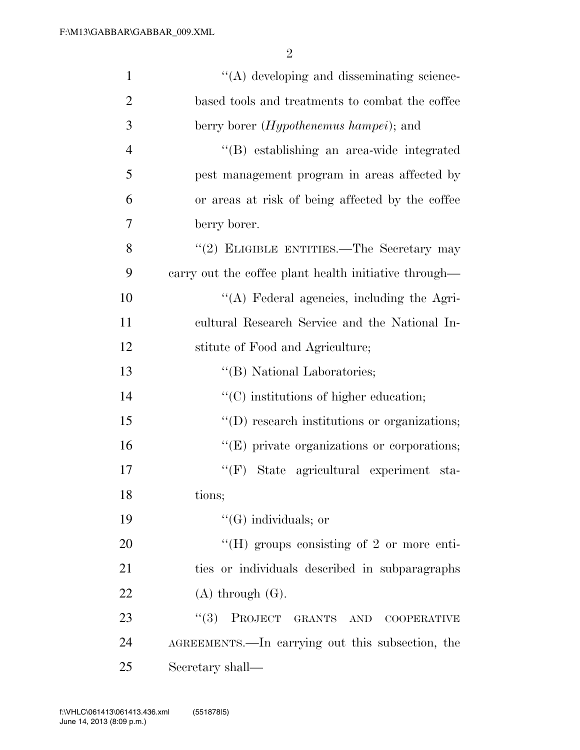“(A) developing and disseminating science-based tools and treatments to combat the coffee berry borer (*Hypothenemus hampei*); and

“(B) establishing an area-wide integrated pest management program in areas affected by or areas at risk of being affected by the coffee berry borer.

“(2) ELIGIBLE ENTITIES.—The Secretary may carry out the coffee plant health initiative through—

“(A) Federal agencies, including the Agricultural Research Service and the National Institute of Food and Agriculture;

“(B) National Laboratories;

“(C) institutions of higher education;

“(D) research institutions or organizations;

“(E) private organizations or corporations;

“(F) State agricultural experiment stations;

“(G) individuals; or

“(H) groups consisting of 2 or more entities or individuals described in subparagraphs (A) through (G).

“(3) PROJECT GRANTS AND COOPERATIVE AGREEMENTS.—In carrying out this subsection, the Secretary shall—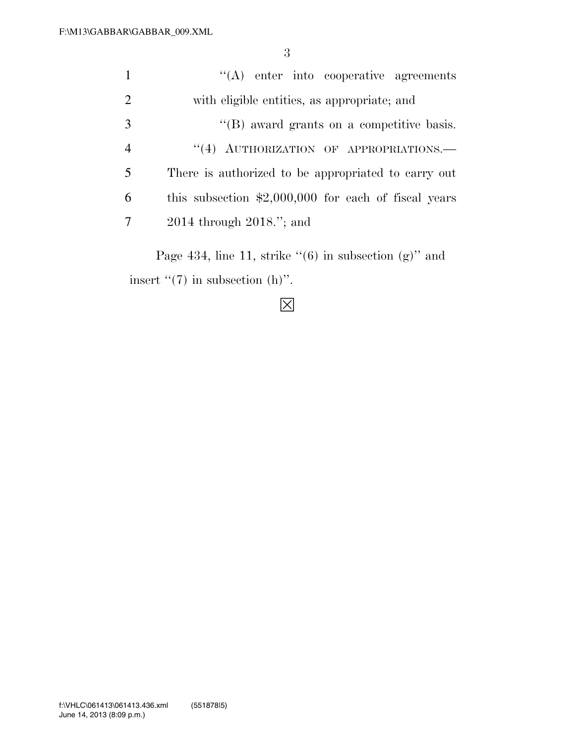''(A) enter into cooperative agreements with eligible entities, as appropriate; and

''(B) award grants on a competitive basis.

''(4) AUTHORIZATION OF APPROPRIATIONS.— There is authorized to be appropriated to carry out this subsection $2,000,000 for each of fiscal years 2014 through 2018.''; and

Page 434, line 11, strike ''(6) in subsection (g)'' and insert ''(7) in subsection (h)''.

☒